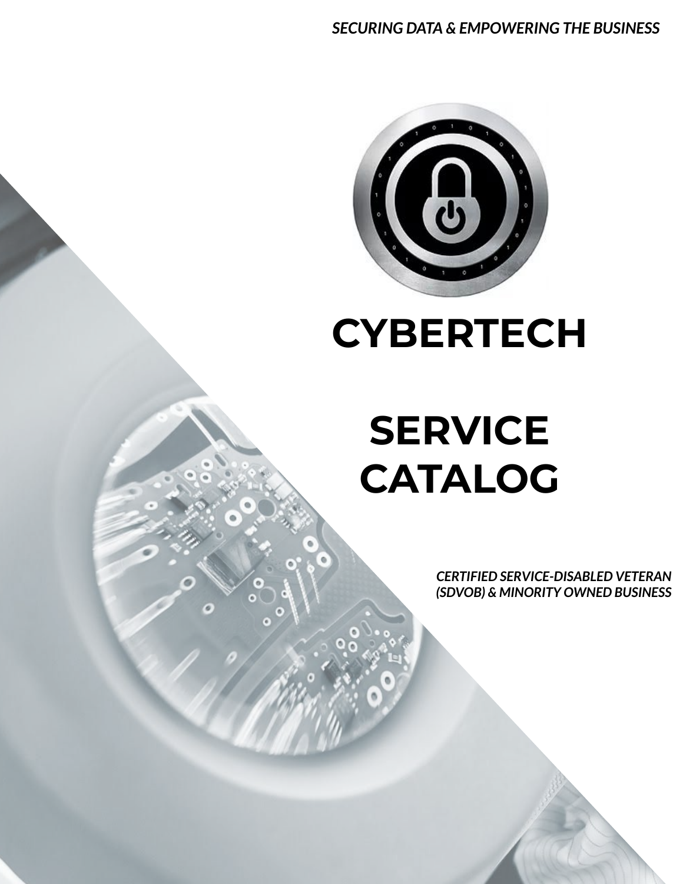*SECURING DATA & EMPOWERING THE BUSINESS*

# CYBERTECH

# SERVICE CATALOG

*CERTIFIED SERVICE-DISABLED VETERAN (SDVOB) & MINORITY OWNED BUSINESS*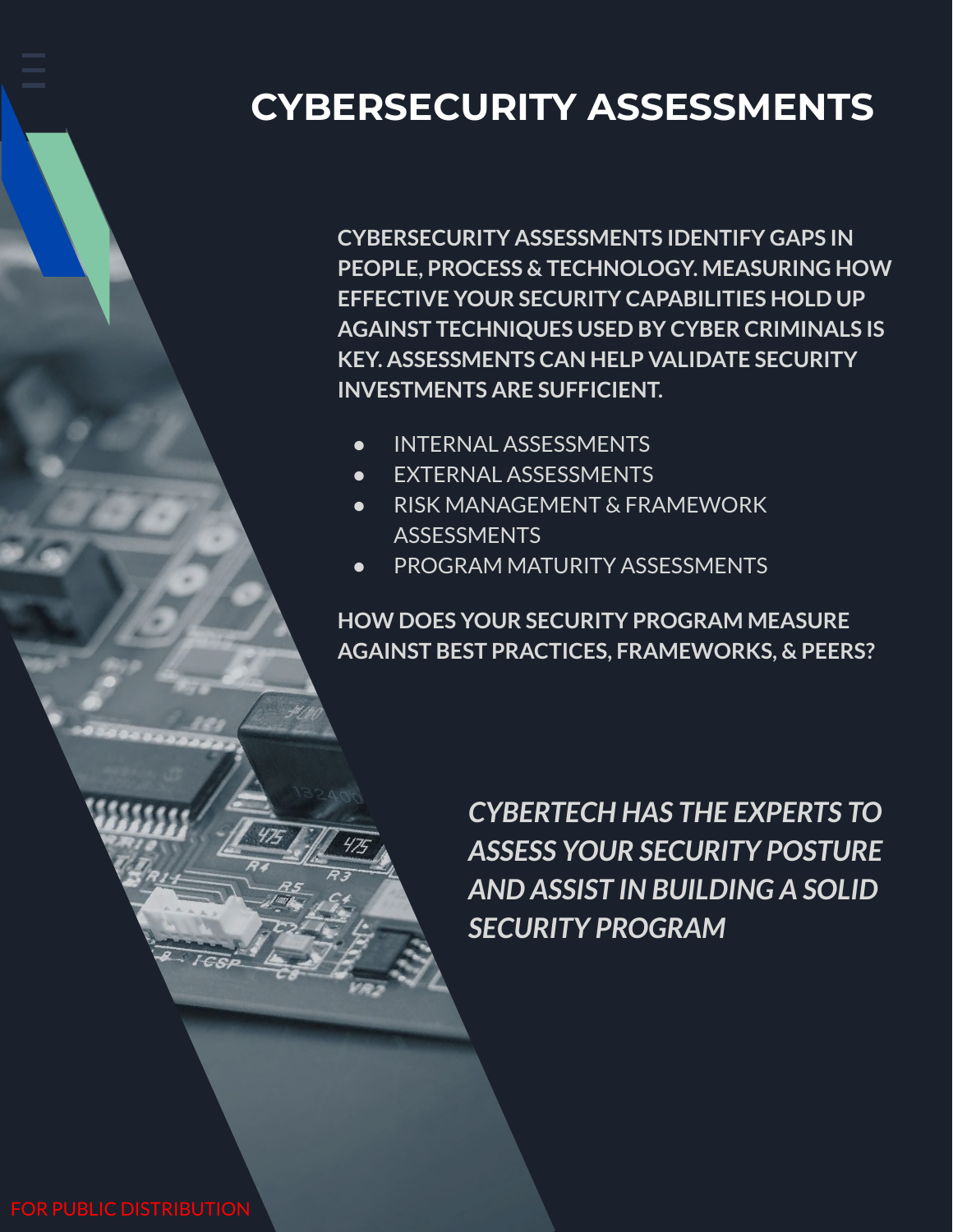# CYBERSECURITY ASSESSMENTS

**CYBERSECURITY ASSESSMENTS IDENTIFY GAPS IN PEOPLE, PROCESS & TECHNOLOGY. MEASURING HOW EFFECTIVE YOUR SECURITY CAPABILITIES HOLD UP AGAINST TECHNIQUES USED BY CYBER CRIMINALS IS KEY. ASSESSMENTS CAN HELP VALIDATE SECURITY INVESTMENTS ARE SUFFICIENT.**

- INTERNAL ASSESSMENTS
- EXTERNAL ASSESSMENTS
- RISK MANAGEMENT & FRAMEWORK ASSESSMENTS
- PROGRAM MATURITY ASSESSMENTS

**HOW DOES YOUR SECURITY PROGRAM MEASURE AGAINST BEST PRACTICES, FRAMEWORKS, & PEERS?**

***CYBERTECH HAS THE EXPERTS TO ASSESS YOUR SECURITY POSTURE AND ASSIST IN BUILDING A SOLID SECURITY PROGRAM***

FOR PUBLIC DISTRIBUTION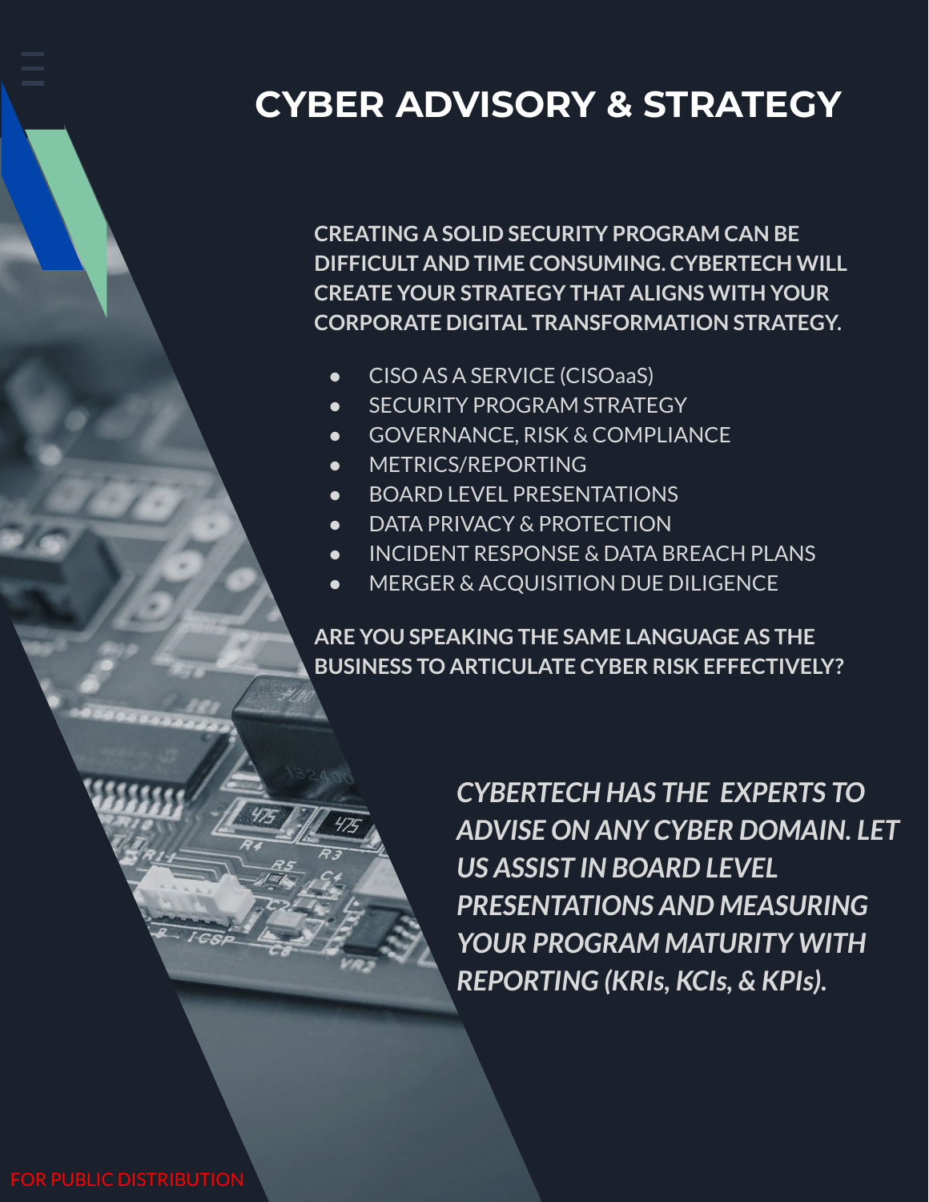# CYBER ADVISORY & STRATEGY

**CREATING A SOLID SECURITY PROGRAM CAN BE DIFFICULT AND TIME CONSUMING. CYBERTECH WILL CREATE YOUR STRATEGY THAT ALIGNS WITH YOUR CORPORATE DIGITAL TRANSFORMATION STRATEGY.**

- CISO AS A SERVICE (CISOaaS)
- SECURITY PROGRAM STRATEGY
- GOVERNANCE, RISK & COMPLIANCE
- METRICS/REPORTING
- BOARD LEVEL PRESENTATIONS
- DATA PRIVACY & PROTECTION
- INCIDENT RESPONSE & DATA BREACH PLANS
- MERGER & ACQUISITION DUE DILIGENCE

**ARE YOU SPEAKING THE SAME LANGUAGE AS THE BUSINESS TO ARTICULATE CYBER RISK EFFECTIVELY?**

***CYBERTECH HAS THE EXPERTS TO ADVISE ON ANY CYBER DOMAIN. LET US ASSIST IN BOARD LEVEL PRESENTATIONS AND MEASURING YOUR PROGRAM MATURITY WITH REPORTING (KRIs, KCIs, & KPIs).***

FOR PUBLIC DISTRIBUTION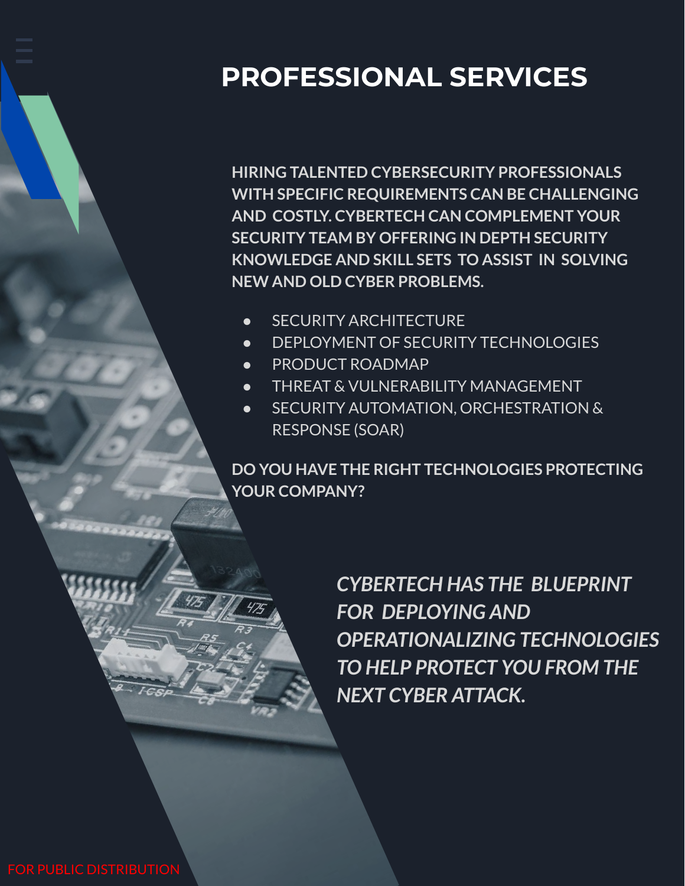# PROFESSIONAL SERVICES

**HIRING TALENTED CYBERSECURITY PROFESSIONALS WITH SPECIFIC REQUIREMENTS CAN BE CHALLENGING AND COSTLY. CYBERTECH CAN COMPLEMENT YOUR SECURITY TEAM BY OFFERING IN DEPTH SECURITY KNOWLEDGE AND SKILL SETS TO ASSIST IN SOLVING NEW AND OLD CYBER PROBLEMS.**

- SECURITY ARCHITECTURE
- DEPLOYMENT OF SECURITY TECHNOLOGIES
- PRODUCT ROADMAP
- THREAT & VULNERABILITY MANAGEMENT
- SECURITY AUTOMATION, ORCHESTRATION & RESPONSE (SOAR)

**DO YOU HAVE THE RIGHT TECHNOLOGIES PROTECTING YOUR COMPANY?**

***CYBERTECH HAS THE BLUEPRINT FOR DEPLOYING AND OPERATIONALIZING TECHNOLOGIES TO HELP PROTECT YOU FROM THE NEXT CYBER ATTACK.***

FOR PUBLIC DISTRIBUTION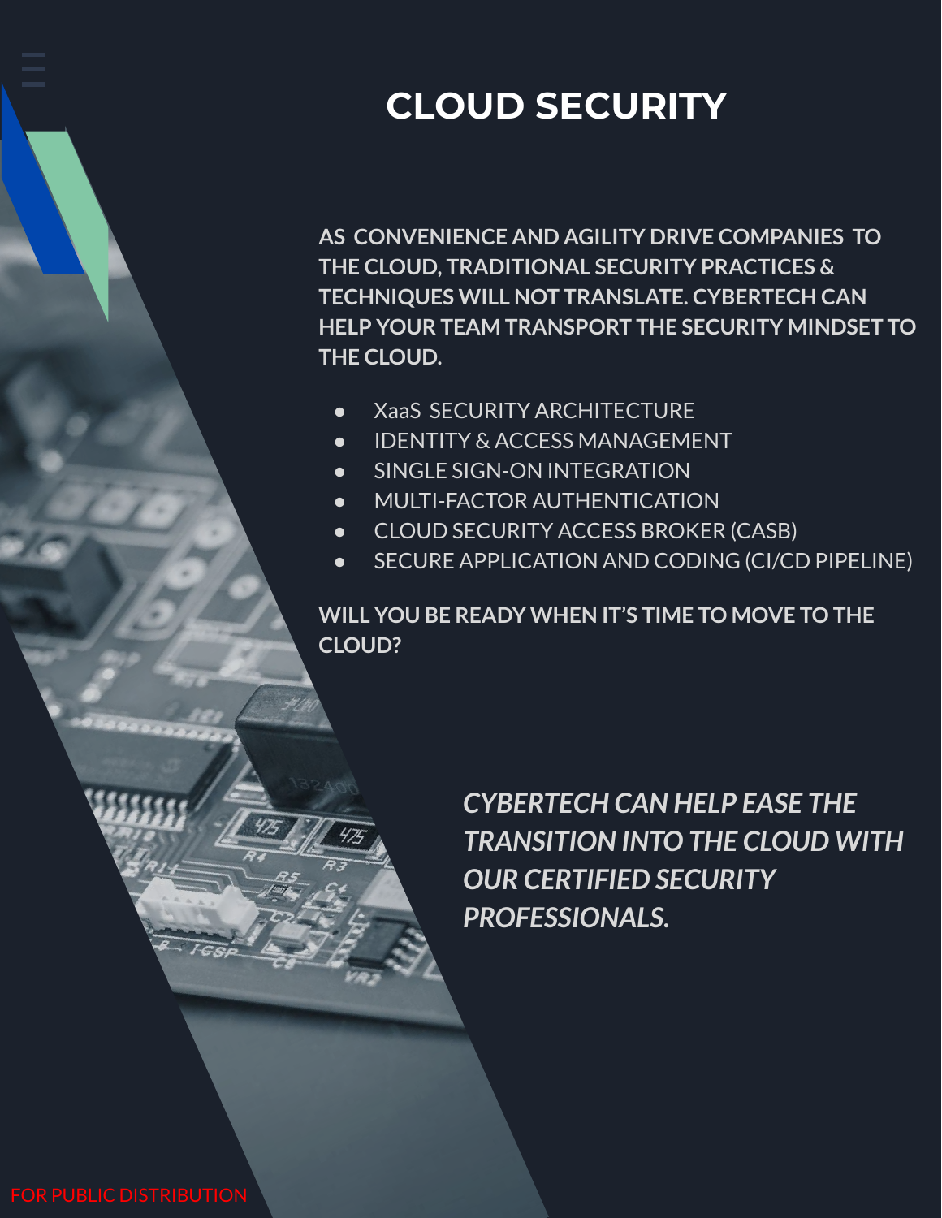# CLOUD SECURITY

**AS CONVENIENCE AND AGILITY DRIVE COMPANIES TO THE CLOUD, TRADITIONAL SECURITY PRACTICES & TECHNIQUES WILL NOT TRANSLATE. CYBERTECH CAN HELP YOUR TEAM TRANSPORT THE SECURITY MINDSET TO THE CLOUD.**

- XaaS SECURITY ARCHITECTURE
- IDENTITY & ACCESS MANAGEMENT
- SINGLE SIGN-ON INTEGRATION
- MULTI-FACTOR AUTHENTICATION
- CLOUD SECURITY ACCESS BROKER (CASB)
- SECURE APPLICATION AND CODING (CI/CD PIPELINE)

**WILL YOU BE READY WHEN IT'S TIME TO MOVE TO THE CLOUD?**

***CYBERTECH CAN HELP EASE THE TRANSITION INTO THE CLOUD WITH OUR CERTIFIED SECURITY PROFESSIONALS.***

FOR PUBLIC DISTRIBUTION